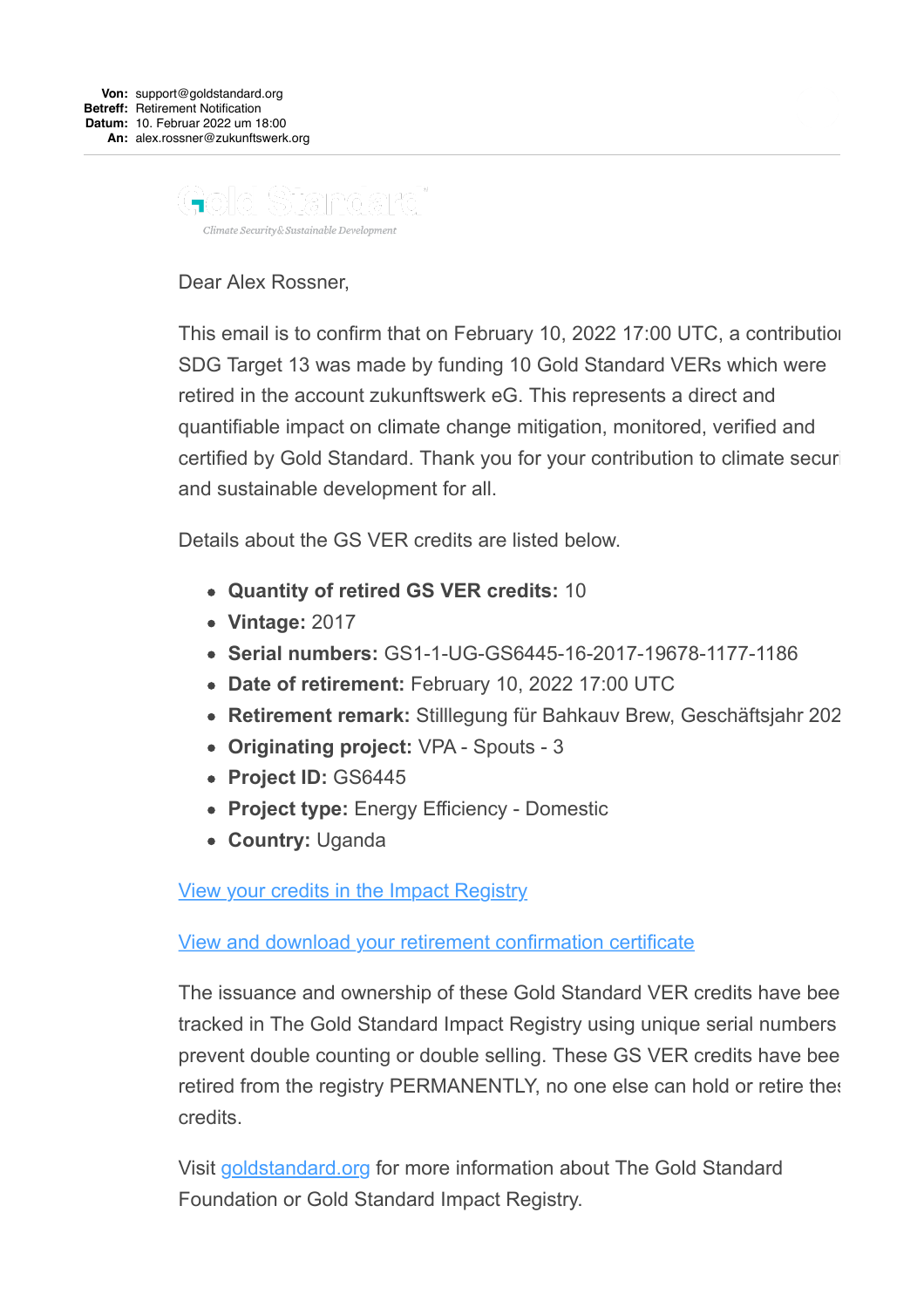**Von:** support@goldstandard.org
**Betreff:** Retirement Notification
**Datum:** 10. Februar 2022 um 18:00
**An:** alex.rossner@zukunftswerk.org

---

Gold Standard

*Climate Security & Sustainable Development*

Dear Alex Rossner,

This email is to confirm that on February 10, 2022 17:00 UTC, a contributio SDG Target 13 was made by funding 10 Gold Standard VERs which were retired in the account zukunftswerk eG. This represents a direct and quantifiable impact on climate change mitigation, monitored, verified and certified by Gold Standard. Thank you for your contribution to climate securi and sustainable development for all.

Details about the GS VER credits are listed below.

- **Quantity of retired GS VER credits:** 10
- **Vintage:** 2017
- **Serial numbers:** GS1-1-UG-GS6445-16-2017-19678-1177-1186
- **Date of retirement:** February 10, 2022 17:00 UTC
- **Retirement remark:** Stilllegung für Bahkauv Brew, Geschäftsjahr 202
- **Originating project:** VPA - Spouts - 3
- **Project ID:** GS6445
- **Project type:** Energy Efficiency - Domestic
- **Country:** Uganda

[View your credits in the Impact Registry]

[View and download your retirement confirmation certificate]

The issuance and ownership of these Gold Standard VER credits have bee tracked in The Gold Standard Impact Registry using unique serial numbers prevent double counting or double selling. These GS VER credits have bee retired from the registry PERMANENTLY, no one else can hold or retire the credits.

Visit goldstandard.org for more information about The Gold Standard Foundation or Gold Standard Impact Registry.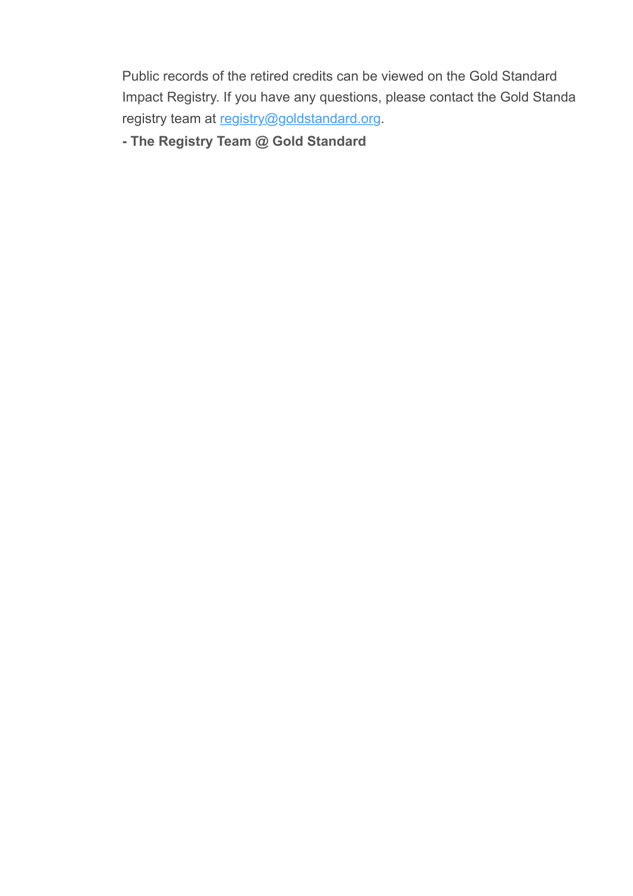Public records of the retired credits can be viewed on the Gold Standard Impact Registry. If you have any questions, please contact the Gold Standa registry team at registry@goldstandard.org.

**- The Registry Team @ Gold Standard**